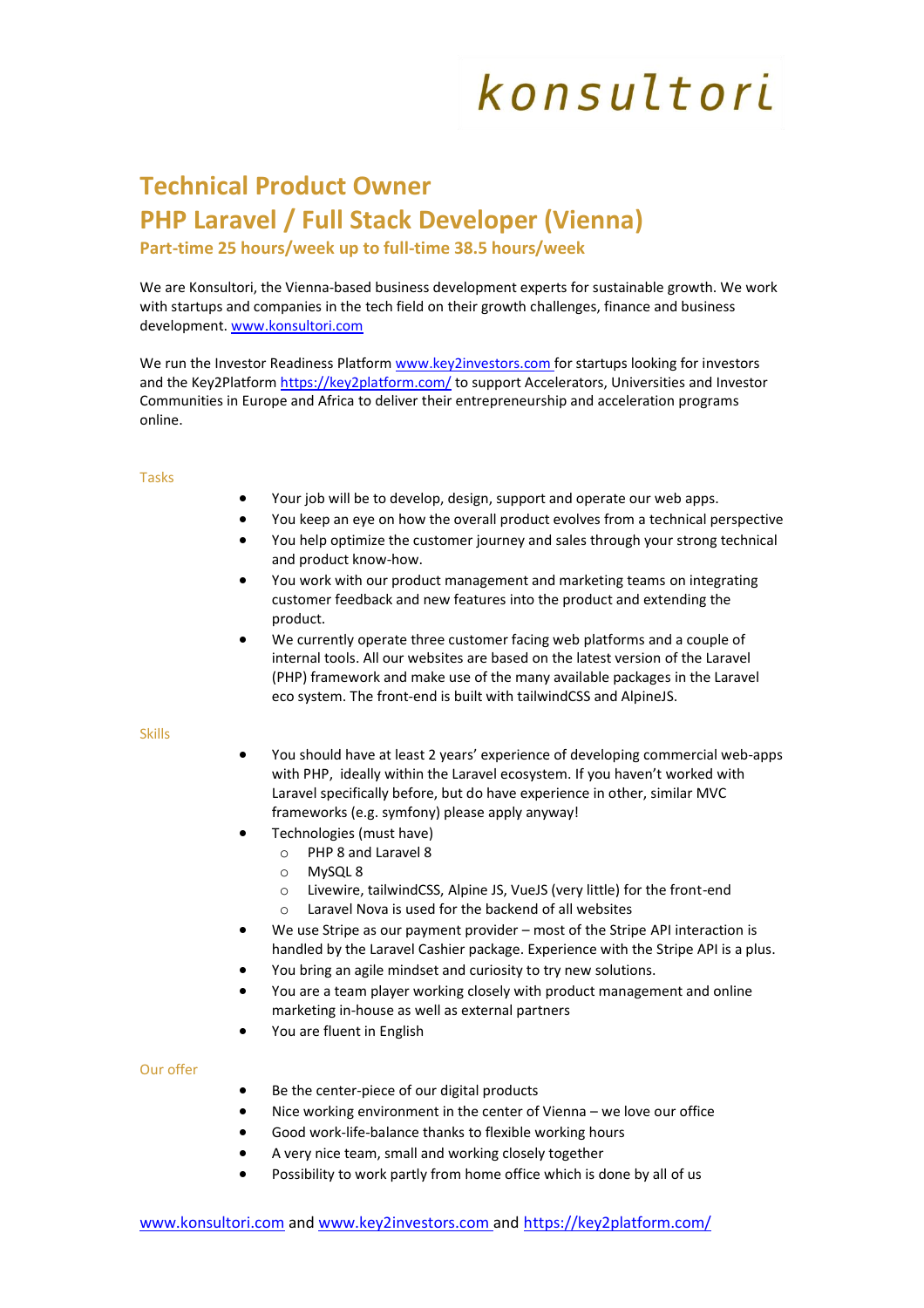konsultori

# Technical Product Owner

# PHP Laravel / Full Stack Developer (Vienna)

### Part-time 25 hours/week up to full-time 38.5 hours/week

We are Konsultori, the Vienna-based business development experts for sustainable growth. We work with startups and companies in the tech field on their growth challenges, finance and business development. [www.konsultori.com](www.konsultori.com)

We run the Investor Readiness Platform [www.key2investors.com](www.key2investors.com) for startups looking for investors and the Key2Platform [https://key2platform.com/](https://key2platform.com/) to support Accelerators, Universities and Investor Communities in Europe and Africa to deliver their entrepreneurship and acceleration programs online.

## Tasks

- Your job will be to develop, design, support and operate our web apps.
- You keep an eye on how the overall product evolves from a technical perspective
- You help optimize the customer journey and sales through your strong technical and product know-how.
- You work with our product management and marketing teams on integrating customer feedback and new features into the product and extending the product.
- We currently operate three customer facing web platforms and a couple of internal tools. All our websites are based on the latest version of the Laravel (PHP) framework and make use of the many available packages in the Laravel eco system. The front-end is built with tailwindCSS and AlpineJS.

## Skills

- You should have at least 2 years' experience of developing commercial web-apps with PHP, ideally within the Laravel ecosystem. If you haven't worked with Laravel specifically before, but do have experience in other, similar MVC frameworks (e.g. symfony) please apply anyway!
- Technologies (must have)
  - PHP 8 and Laravel 8
  - MySQL 8
  - Livewire, tailwindCSS, Alpine JS, VueJS (very little) for the front-end
  - Laravel Nova is used for the backend of all websites
- We use Stripe as our payment provider – most of the Stripe API interaction is handled by the Laravel Cashier package. Experience with the Stripe API is a plus.
- You bring an agile mindset and curiosity to try new solutions.
- You are a team player working closely with product management and online marketing in-house as well as external partners
- You are fluent in English

## Our offer

- Be the center-piece of our digital products
- Nice working environment in the center of Vienna – we love our office
- Good work-life-balance thanks to flexible working hours
- A very nice team, small and working closely together
- Possibility to work partly from home office which is done by all of us

[www.konsultori.com](www.konsultori.com) and [www.key2investors.com](www.key2investors.com) and [https://key2platform.com/](https://key2platform.com/)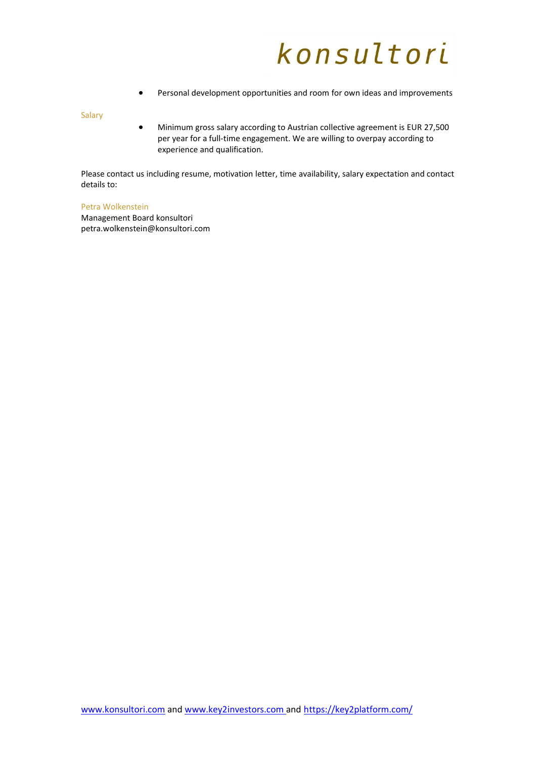- Personal development opportunities and room for own ideas and improvements

Salary

- Minimum gross salary according to Austrian collective agreement is EUR 27,500 per year for a full-time engagement. We are willing to overpay according to experience and qualification.

Please contact us including resume, motivation letter, time availability, salary expectation and contact details to:

Petra Wolkenstein
Management Board konsultori
petra.wolkenstein@konsultori.com

www.konsultori.com and www.key2investors.com and https://key2platform.com/